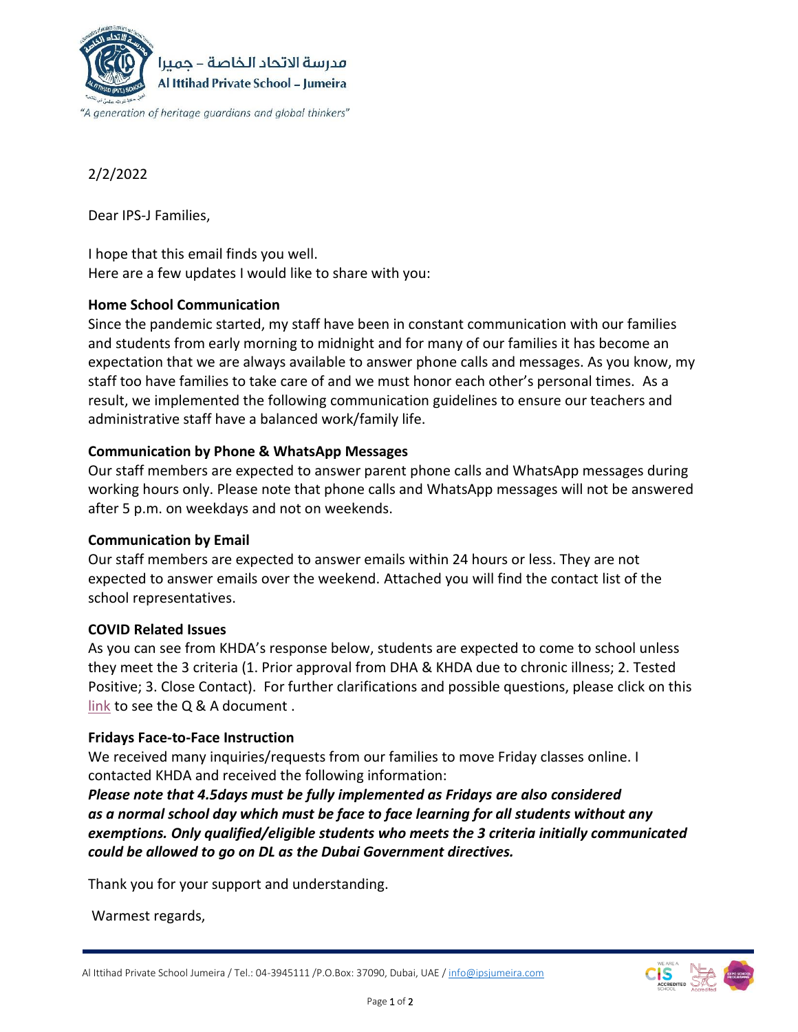مدرسة الاتحاد الخاصة – جميرا
**Al Ittihad Private School – Jumeira**

*"A generation of heritage guardians and global thinkers"*

2/2/2022

Dear IPS-J Families,

I hope that this email finds you well.
Here are a few updates I would like to share with you:

**Home School Communication**
Since the pandemic started, my staff have been in constant communication with our families and students from early morning to midnight and for many of our families it has become an expectation that we are always available to answer phone calls and messages. As you know, my staff too have families to take care of and we must honor each other's personal times. As a result, we implemented the following communication guidelines to ensure our teachers and administrative staff have a balanced work/family life.

**Communication by Phone & WhatsApp Messages**
Our staff members are expected to answer parent phone calls and WhatsApp messages during working hours only. Please note that phone calls and WhatsApp messages will not be answered after 5 p.m. on weekdays and not on weekends.

**Communication by Email**
Our staff members are expected to answer emails within 24 hours or less. They are not expected to answer emails over the weekend. Attached you will find the contact list of the school representatives.

**COVID Related Issues**
As you can see from KHDA's response below, students are expected to come to school unless they meet the 3 criteria (1. Prior approval from DHA & KHDA due to chronic illness; 2. Tested Positive; 3. Close Contact). For further clarifications and possible questions, please click on this link to see the Q & A document .

**Fridays Face-to-Face Instruction**
We received many inquiries/requests from our families to move Friday classes online. I contacted KHDA and received the following information:
***Please note that 4.5days must be fully implemented as Fridays are also considered as a normal school day which must be face to face learning for all students without any exemptions. Only qualified/eligible students who meets the 3 criteria initially communicated could be allowed to go on DL as the Dubai Government directives.***

Thank you for your support and understanding.

Warmest regards,

Al Ittihad Private School Jumeira / Tel.: 04-3945111 /P.O.Box: 37090, Dubai, UAE / info@ipsjumeira.com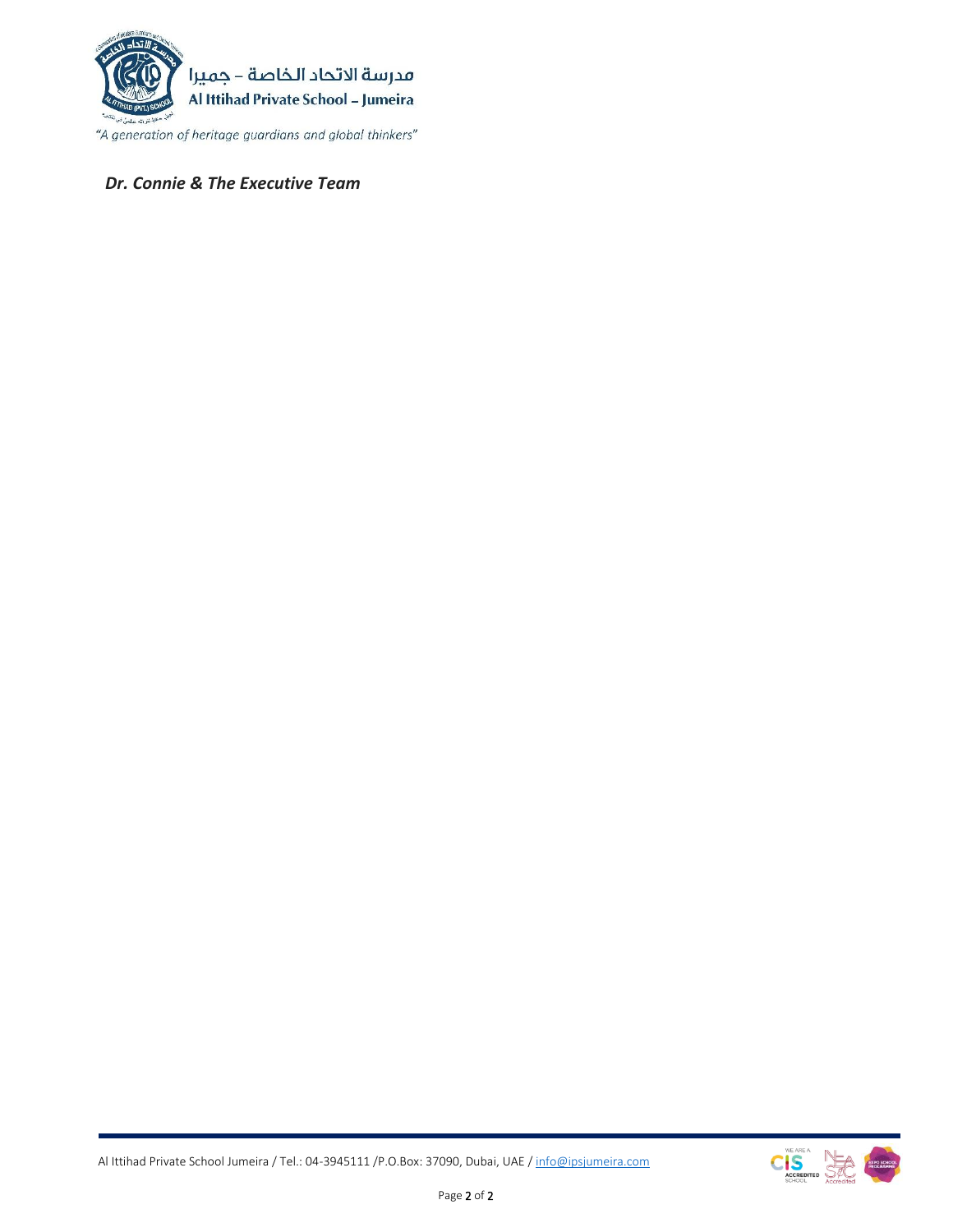*Dr. Connie & The Executive Team*